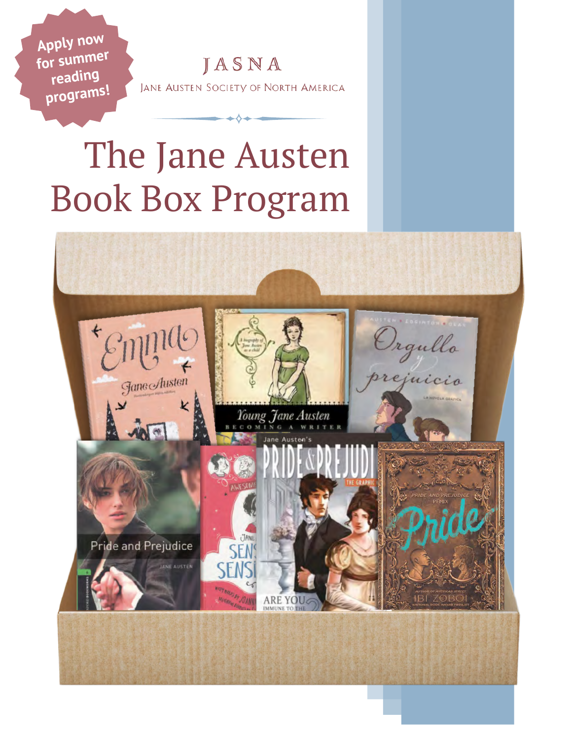Apply now for summer reading programs!

JASNA

Jane Austen Society of North America

# The Jane Austen Book Box Program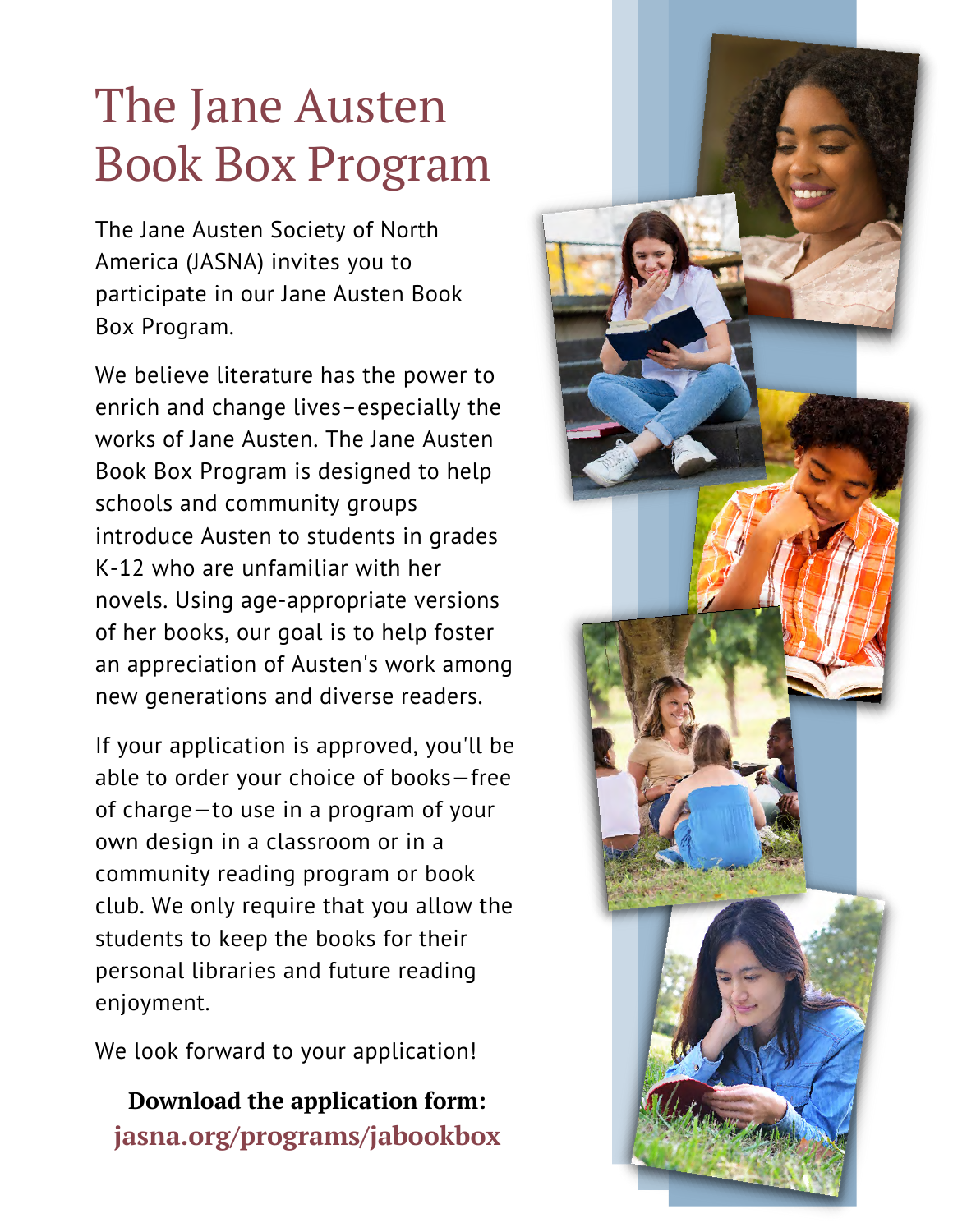# The Jane Austen Book Box Program

The Jane Austen Society of North America (JASNA) invites you to participate in our Jane Austen Book Box Program.

We believe literature has the power to enrich and change lives–especially the works of Jane Austen. The Jane Austen Book Box Program is designed to help schools and community groups introduce Austen to students in grades K-12 who are unfamiliar with her novels. Using age-appropriate versions of her books, our goal is to help foster an appreciation of Austen's work among new generations and diverse readers.

If your application is approved, you'll be able to order your choice of books—free of charge—to use in a program of your own design in a classroom or in a community reading program or book club. We only require that you allow the students to keep the books for their personal libraries and future reading enjoyment.

We look forward to your application!

**Download the application form:**
**jasna.org/programs/jabookbox**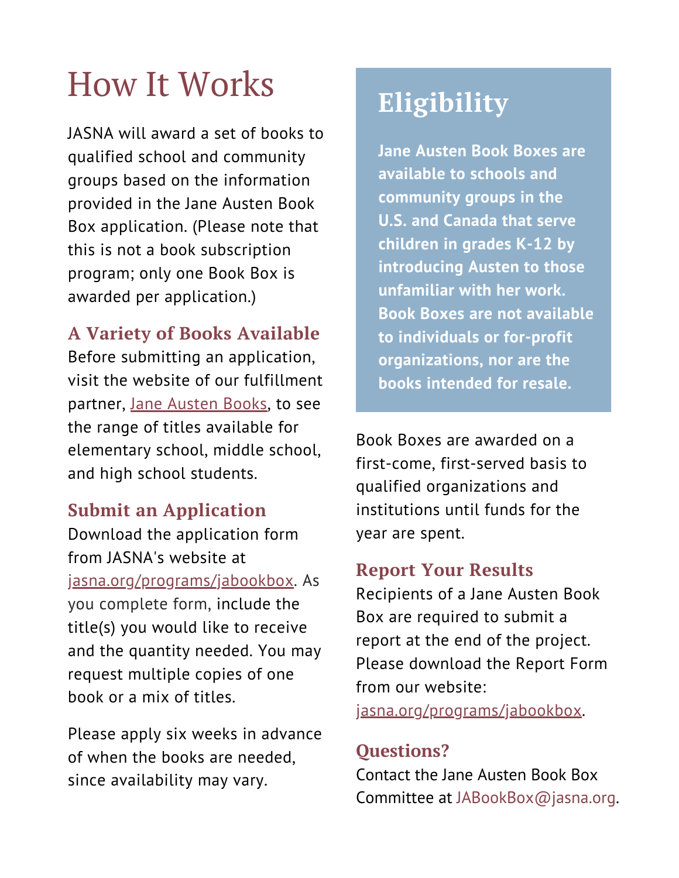# How It Works

JASNA will award a set of books to qualified school and community groups based on the information provided in the Jane Austen Book Box application. (Please note that this is not a book subscription program; only one Book Box is awarded per application.)

### A Variety of Books Available

Before submitting an application, visit the website of our fulfillment partner, Jane Austen Books, to see the range of titles available for elementary school, middle school, and high school students.

### Submit an Application

Download the application form from JASNA's website at jasna.org/programs/jabookbox. As you complete form, include the title(s) you would like to receive and the quantity needed. You may request multiple copies of one book or a mix of titles.

Please apply six weeks in advance of when the books are needed, since availability may vary.

## Eligibility

**Jane Austen Book Boxes are available to schools and community groups in the U.S. and Canada that serve children in grades K-12 by introducing Austen to those unfamiliar with her work. Book Boxes are not available to individuals or for-profit organizations, nor are the books intended for resale.**

Book Boxes are awarded on a first-come, first-served basis to qualified organizations and institutions until funds for the year are spent.

### Report Your Results

Recipients of a Jane Austen Book Box are required to submit a report at the end of the project. Please download the Report Form from our website: jasna.org/programs/jabookbox.

### Questions?

Contact the Jane Austen Book Box Committee at JABookBox@jasna.org.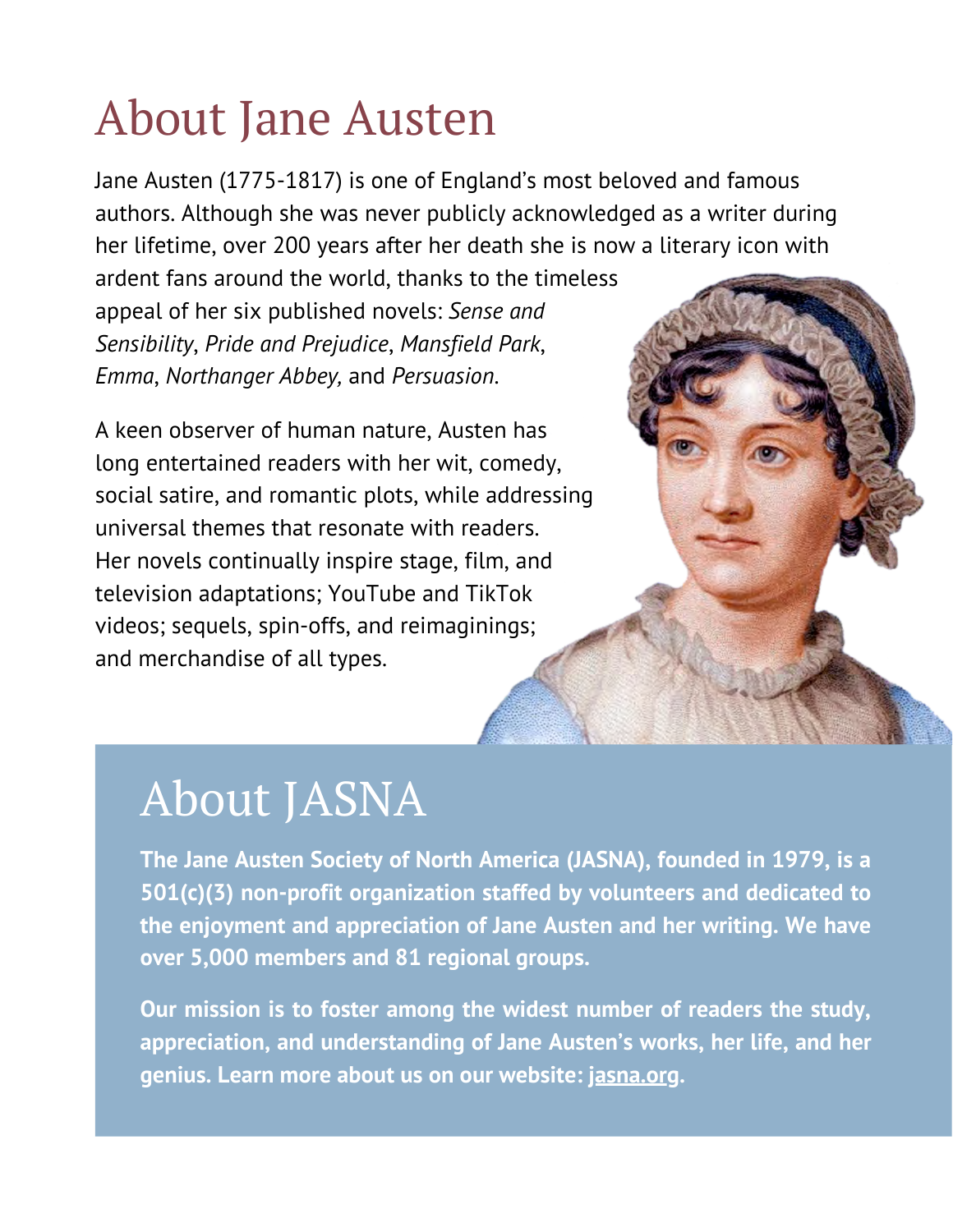# About Jane Austen

Jane Austen (1775-1817) is one of England's most beloved and famous authors. Although she was never publicly acknowledged as a writer during her lifetime, over 200 years after her death she is now a literary icon with ardent fans around the world, thanks to the timeless appeal of her six published novels: *Sense and Sensibility*, *Pride and Prejudice*, *Mansfield Park*, *Emma*, *Northanger Abbey,* and *Persuasion*.

A keen observer of human nature, Austen has long entertained readers with her wit, comedy, social satire, and romantic plots, while addressing universal themes that resonate with readers. Her novels continually inspire stage, film, and television adaptations; YouTube and TikTok videos; sequels, spin-offs, and reimaginings; and merchandise of all types.

# About JASNA

**The Jane Austen Society of North America (JASNA), founded in 1979, is a 501(c)(3) non-profit organization staffed by volunteers and dedicated to the enjoyment and appreciation of Jane Austen and her writing. We have over 5,000 members and 81 regional groups.**

**Our mission is to foster among the widest number of readers the study, appreciation, and understanding of Jane Austen's works, her life, and her genius. Learn more about us on our website: jasna.org.**